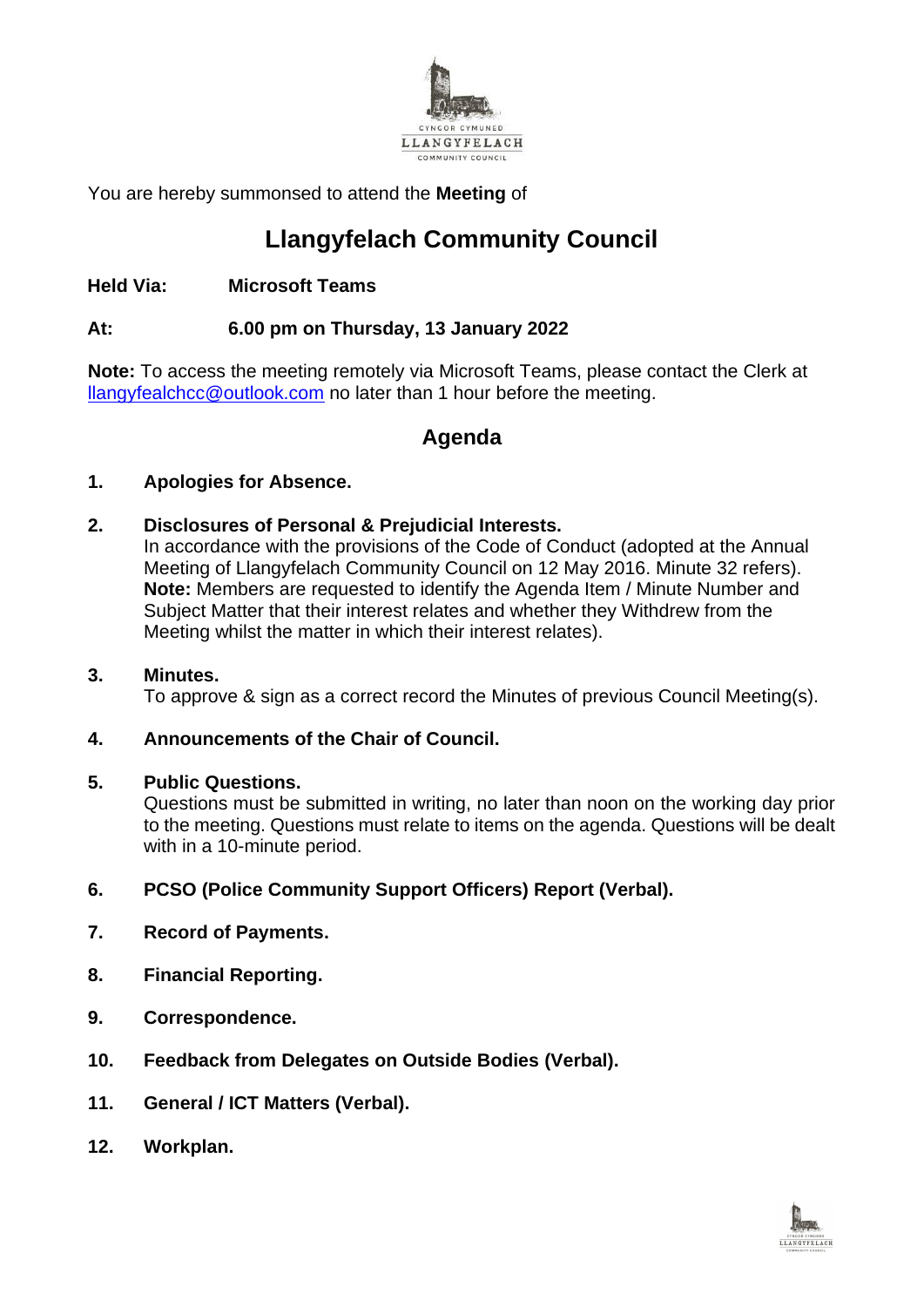CYNGOR CYMUNED
LLANGYFELACH
COMMUNITY COUNCIL

You are hereby summonsed to attend the **Meeting** of

# Llangyfelach Community Council

**Held Via:** **Microsoft Teams**

**At:** **6.00 pm on Thursday, 13 January 2022**

**Note:** To access the meeting remotely via Microsoft Teams, please contact the Clerk at llangyfealchcc@outlook.com no later than 1 hour before the meeting.

## Agenda

1. **Apologies for Absence.**

2. **Disclosures of Personal & Prejudicial Interests.**
   In accordance with the provisions of the Code of Conduct (adopted at the Annual Meeting of Llangyfelach Community Council on 12 May 2016. Minute 32 refers).
   **Note:** Members are requested to identify the Agenda Item / Minute Number and Subject Matter that their interest relates and whether they Withdrew from the Meeting whilst the matter in which their interest relates).

3. **Minutes.**
   To approve & sign as a correct record the Minutes of previous Council Meeting(s).

4. **Announcements of the Chair of Council.**

5. **Public Questions.**
   Questions must be submitted in writing, no later than noon on the working day prior to the meeting. Questions must relate to items on the agenda. Questions will be dealt with in a 10-minute period.

6. **PCSO (Police Community Support Officers) Report (Verbal).**

7. **Record of Payments.**

8. **Financial Reporting.**

9. **Correspondence.**

10. **Feedback from Delegates on Outside Bodies (Verbal).**

11. **General / ICT Matters (Verbal).**

12. **Workplan.**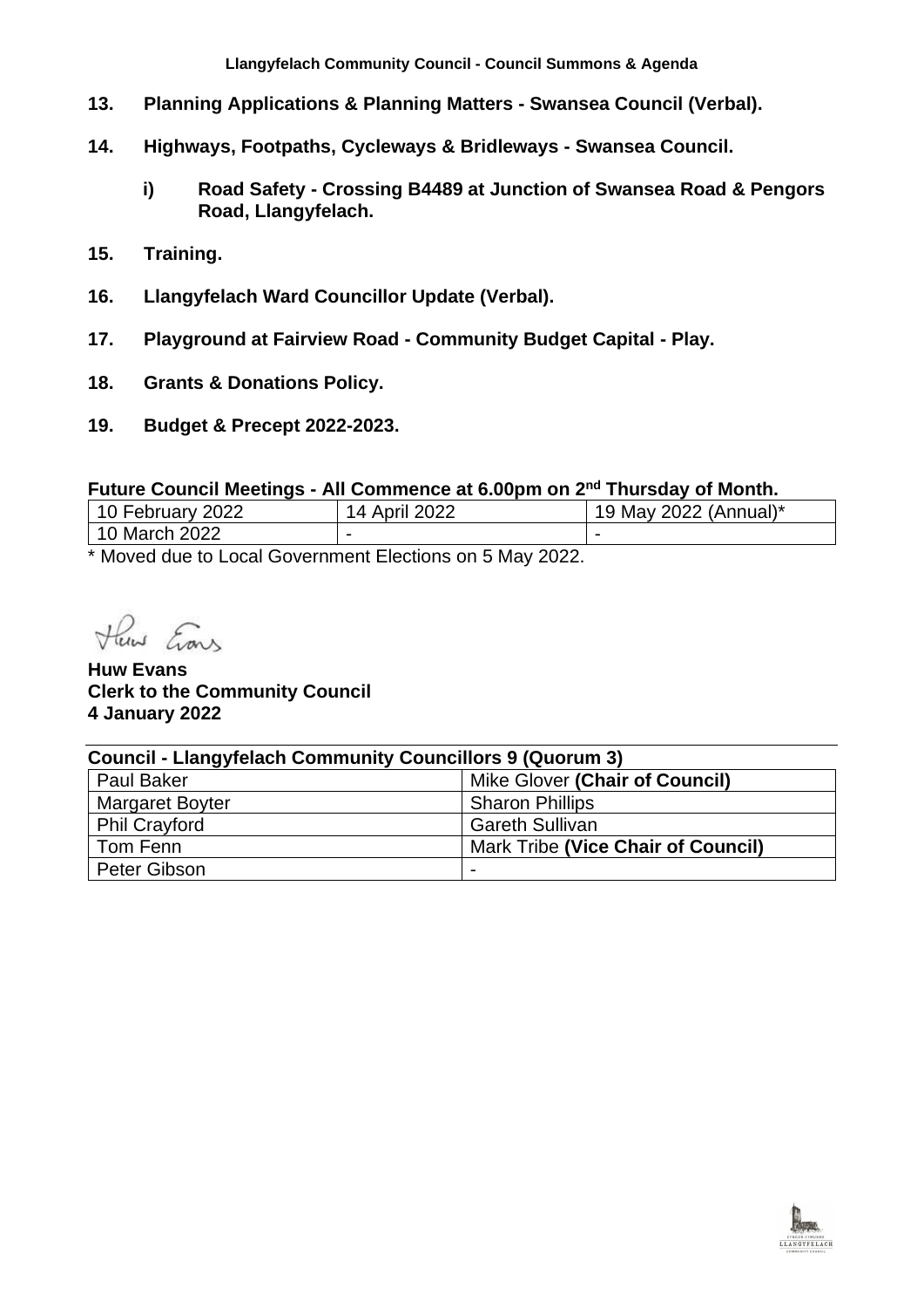**13. Planning Applications & Planning Matters - Swansea Council (Verbal).**

**14. Highways, Footpaths, Cycleways & Bridleways - Swansea Council.**

**i) Road Safety - Crossing B4489 at Junction of Swansea Road & Pengors Road, Llangyfelach.**

**15. Training.**

**16. Llangyfelach Ward Councillor Update (Verbal).**

**17. Playground at Fairview Road - Community Budget Capital - Play.**

**18. Grants & Donations Policy.**

**19. Budget & Precept 2022-2023.**

**Future Council Meetings - All Commence at 6.00pm on 2nd Thursday of Month.**

| | | |
|---|---|---|
| 10 February 2022 | 14 April 2022 | 19 May 2022 (Annual)* |
| 10 March 2022 | - | - |

* Moved due to Local Government Elections on 5 May 2022.

Huw Evans

**Huw Evans**
**Clerk to the Community Council**
**4 January 2022**

**Council - Llangyfelach Community Councillors 9 (Quorum 3)**

| | |
|---|---|
| Paul Baker | Mike Glover **(Chair of Council)** |
| Margaret Boyter | Sharon Phillips |
| Phil Crayford | Gareth Sullivan |
| Tom Fenn | Mark Tribe **(Vice Chair of Council)** |
| Peter Gibson | - |